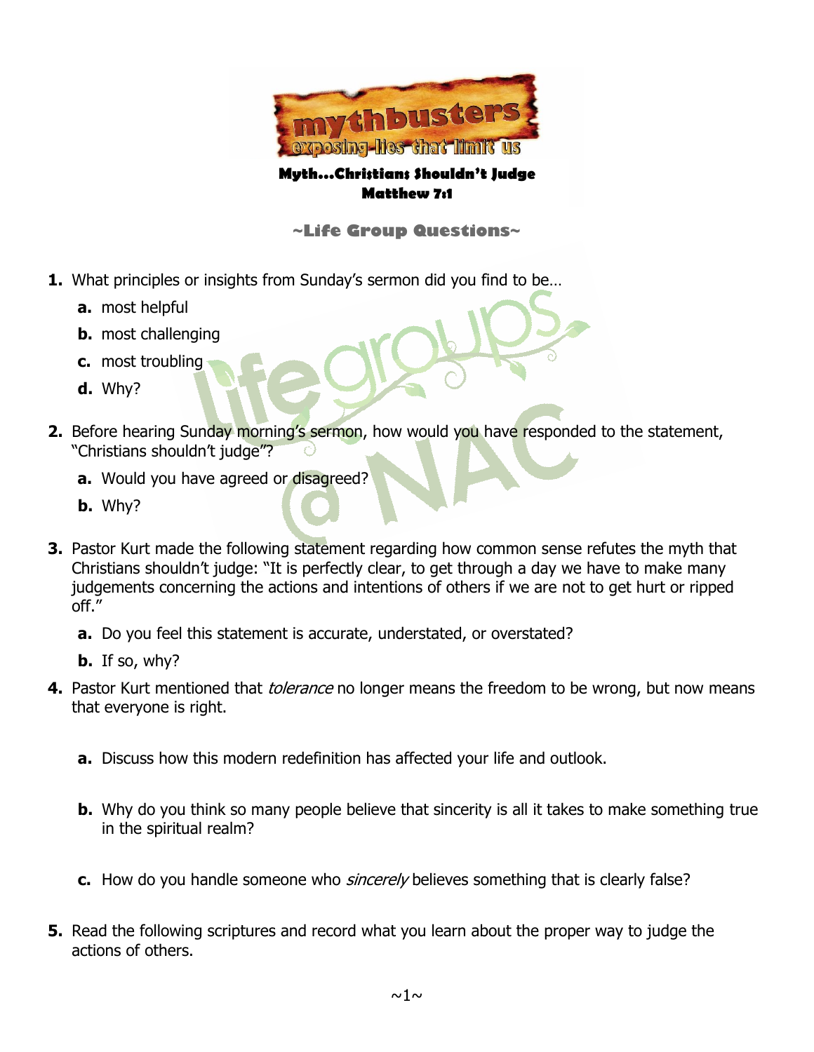# mythbusters

## exposing lies that limit us

**Myth…Christians Shouldn't Judge**
**Matthew 7:1**

### ~Life Group Questions~

1. What principles or insights from Sunday's sermon did you find to be…
   a. most helpful
   b. most challenging
   c. most troubling
   d. Why?

2. Before hearing Sunday morning's sermon, how would you have responded to the statement, "Christians shouldn't judge"?
   a. Would you have agreed or disagreed?
   b. Why?

3. Pastor Kurt made the following statement regarding how common sense refutes the myth that Christians shouldn't judge: "It is perfectly clear, to get through a day we have to make many judgements concerning the actions and intentions of others if we are not to get hurt or ripped off."
   a. Do you feel this statement is accurate, understated, or overstated?
   b. If so, why?

4. Pastor Kurt mentioned that *tolerance* no longer means the freedom to be wrong, but now means that everyone is right.
   a. Discuss how this modern redefinition has affected your life and outlook.
   b. Why do you think so many people believe that sincerity is all it takes to make something true in the spiritual realm?
   c. How do you handle someone who *sincerely* believes something that is clearly false?

5. Read the following scriptures and record what you learn about the proper way to judge the actions of others.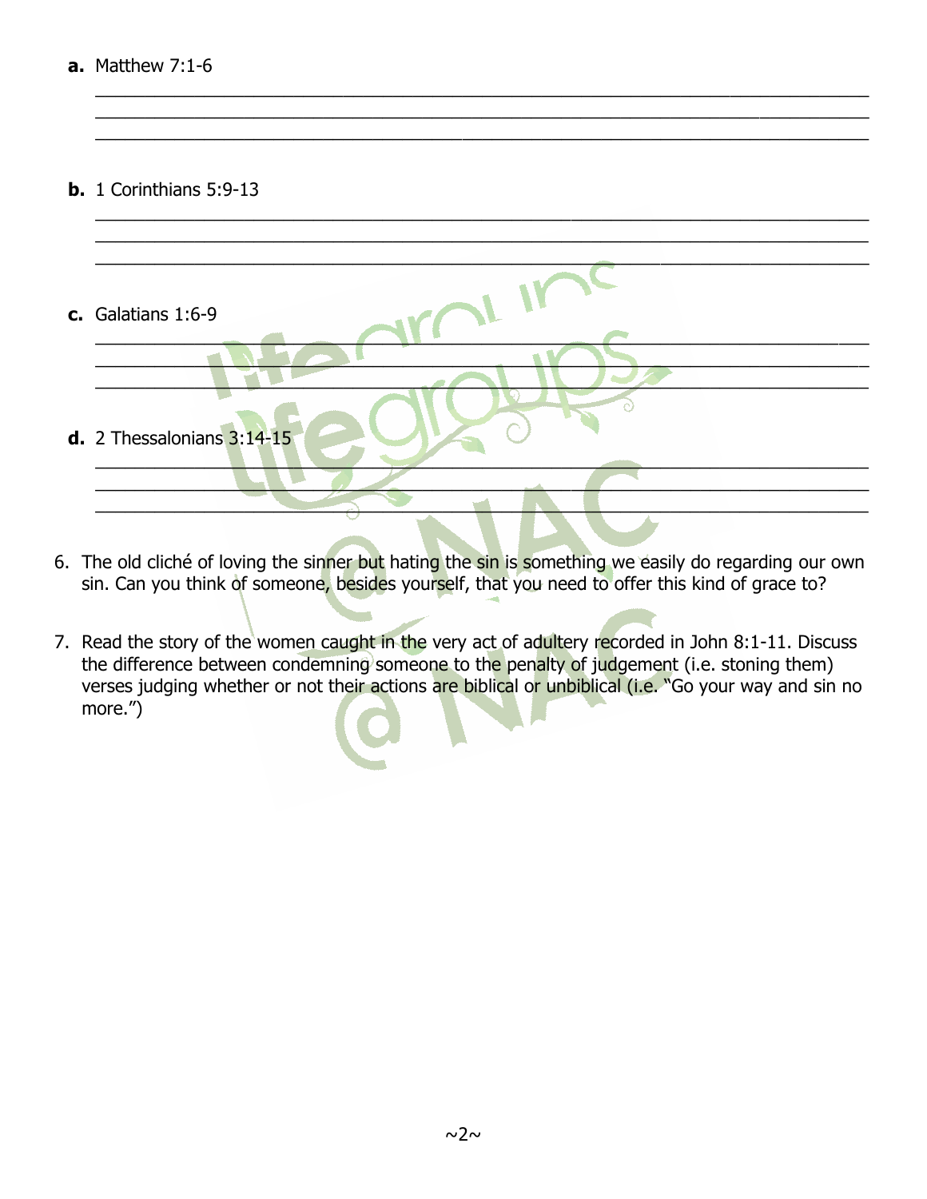a. Matthew 7:1-6

______________________________________________________________________________
______________________________________________________________________________
______________________________________________________________________________

b. 1 Corinthians 5:9-13

______________________________________________________________________________
______________________________________________________________________________
______________________________________________________________________________

c. Galatians 1:6-9

______________________________________________________________________________
______________________________________________________________________________
______________________________________________________________________________

d. 2 Thessalonians 3:14-15

______________________________________________________________________________
______________________________________________________________________________
______________________________________________________________________________

6. The old cliché of loving the sinner but hating the sin is something we easily do regarding our own sin. Can you think of someone, besides yourself, that you need to offer this kind of grace to?

7. Read the story of the women caught in the very act of adultery recorded in John 8:1-11. Discuss the difference between condemning someone to the penalty of judgement (i.e. stoning them) verses judging whether or not their actions are biblical or unbiblical (i.e. "Go your way and sin no more.")